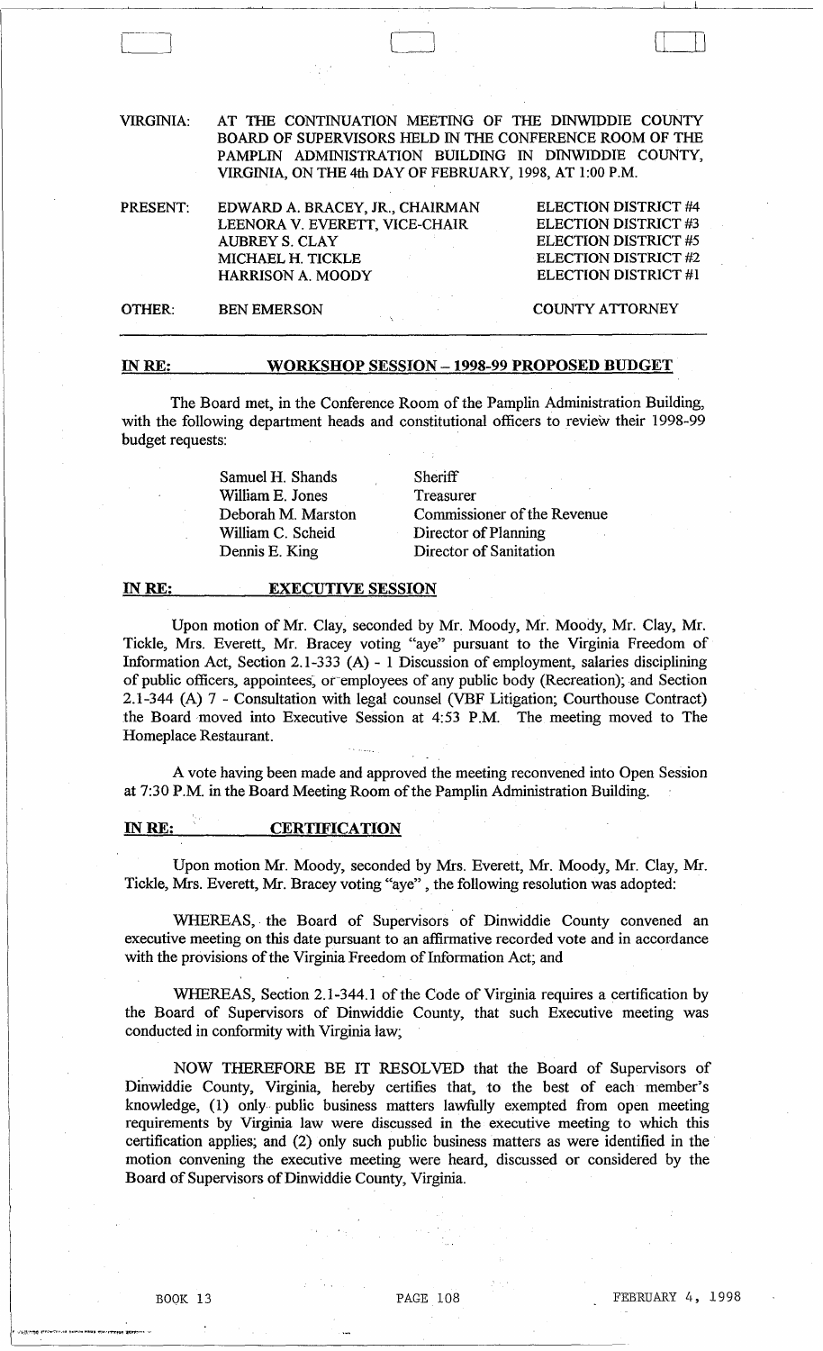VIRGINIA: AT THE CONTINUATION MEETING OF THE DINWIDDIE COUNTY BOARD OF SUPERVISORS HELD IN THE CONFERENCE ROOM OF THE PAMPLIN ADMINISTRATION BUILDING IN DINWIDDIE COUNTY, VIRGINIA, ON THE 4th DAY OF FEBRUARY, 1998, AT 1:00 P.M.

| | | |
|---|---|---|
| PRESENT: | EDWARD A. BRACEY, JR., CHAIRMAN | ELECTION DISTRICT #4 |
| | LEENORA V. EVERETT, VICE-CHAIR | ELECTION DISTRICT #3 |
| | AUBREY S. CLAY | ELECTION DISTRICT #5 |
| | MICHAEL H. TICKLE | ELECTION DISTRICT #2 |
| | HARRISON A. MOODY | ELECTION DISTRICT #1 |
| OTHER: | BEN EMERSON | COUNTY ATTORNEY |

**IN RE: WORKSHOP SESSION – 1998-99 PROPOSED BUDGET**

The Board met, in the Conference Room of the Pamplin Administration Building, with the following department heads and constitutional officers to review their 1998-99 budget requests:

| | |
|---|---|
| Samuel H. Shands | Sheriff |
| William E. Jones | Treasurer |
| Deborah M. Marston | Commissioner of the Revenue |
| William C. Scheid | Director of Planning |
| Dennis E. King | Director of Sanitation |

**IN RE: EXECUTIVE SESSION**

Upon motion of Mr. Clay, seconded by Mr. Moody, Mr. Moody, Mr. Clay, Mr. Tickle, Mrs. Everett, Mr. Bracey voting "aye" pursuant to the Virginia Freedom of Information Act, Section 2.1-333 (A) - 1 Discussion of employment, salaries disciplining of public officers, appointees, or employees of any public body (Recreation); and Section 2.1-344 (A) 7 - Consultation with legal counsel (VBF Litigation; Courthouse Contract) the Board moved into Executive Session at 4:53 P.M. The meeting moved to The Homeplace Restaurant.

A vote having been made and approved the meeting reconvened into Open Session at 7:30 P.M. in the Board Meeting Room of the Pamplin Administration Building.

**IN RE: CERTIFICATION**

Upon motion Mr. Moody, seconded by Mrs. Everett, Mr. Moody, Mr. Clay, Mr. Tickle, Mrs. Everett, Mr. Bracey voting "aye", the following resolution was adopted:

WHEREAS, the Board of Supervisors of Dinwiddie County convened an executive meeting on this date pursuant to an affirmative recorded vote and in accordance with the provisions of the Virginia Freedom of Information Act; and

WHEREAS, Section 2.1-344.1 of the Code of Virginia requires a certification by the Board of Supervisors of Dinwiddie County, that such Executive meeting was conducted in conformity with Virginia law;

NOW THEREFORE BE IT RESOLVED that the Board of Supervisors of Dinwiddie County, Virginia, hereby certifies that, to the best of each member's knowledge, (1) only public business matters lawfully exempted from open meeting requirements by Virginia law were discussed in the executive meeting to which this certification applies; and (2) only such public business matters as were identified in the motion convening the executive meeting were heard, discussed or considered by the Board of Supervisors of Dinwiddie County, Virginia.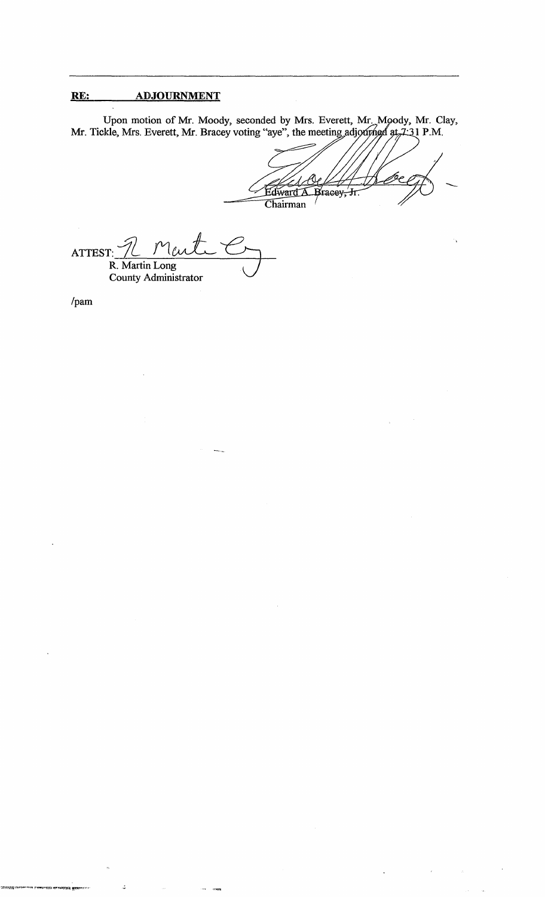**RE: ADJOURNMENT**

Upon motion of Mr. Moody, seconded by Mrs. Everett, Mr. Moody, Mr. Clay, Mr. Tickle, Mrs. Everett, Mr. Bracey voting "aye", the meeting adjourned at 7:31 P.M.

Edward A. Bracey, Jr.
Chairman

ATTEST:
R. Martin Long
County Administrator

/pam